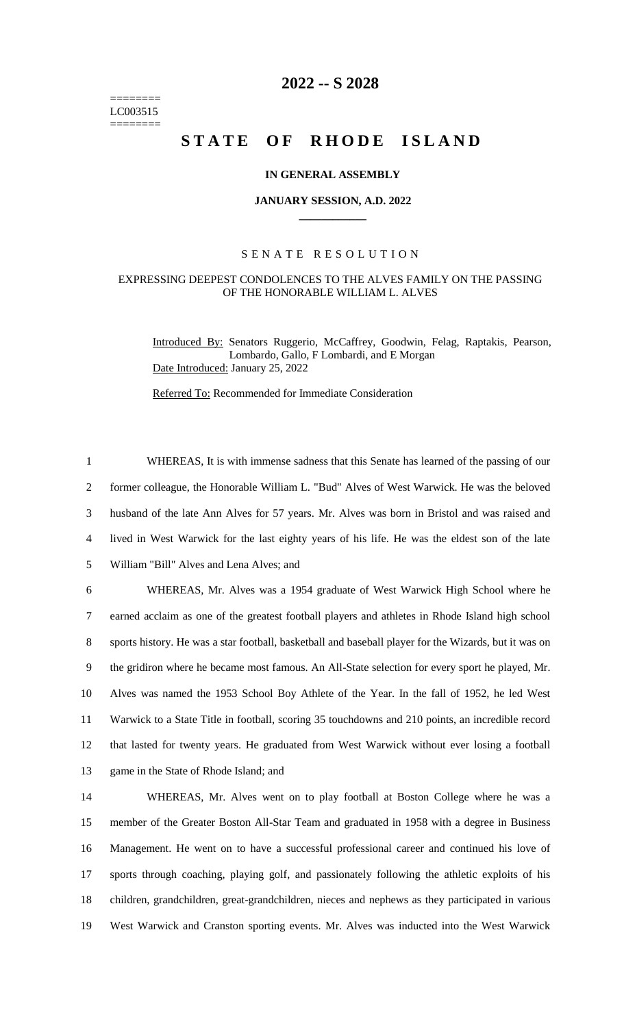========
LC003515
========

# 2022 -- S 2028

# STATE OF RHODE ISLAND

**IN GENERAL ASSEMBLY**

**JANUARY SESSION, A.D. 2022**

SENATE RESOLUTION

EXPRESSING DEEPEST CONDOLENCES TO THE ALVES FAMILY ON THE PASSING OF THE HONORABLE WILLIAM L. ALVES

Introduced By: Senators Ruggerio, McCaffrey, Goodwin, Felag, Raptakis, Pearson, Lombardo, Gallo, F Lombardi, and E Morgan

Date Introduced: January 25, 2022

Referred To: Recommended for Immediate Consideration

WHEREAS, It is with immense sadness that this Senate has learned of the passing of our former colleague, the Honorable William L. "Bud" Alves of West Warwick. He was the beloved husband of the late Ann Alves for 57 years. Mr. Alves was born in Bristol and was raised and lived in West Warwick for the last eighty years of his life. He was the eldest son of the late William "Bill" Alves and Lena Alves; and

WHEREAS, Mr. Alves was a 1954 graduate of West Warwick High School where he earned acclaim as one of the greatest football players and athletes in Rhode Island high school sports history. He was a star football, basketball and baseball player for the Wizards, but it was on the gridiron where he became most famous. An All-State selection for every sport he played, Mr. Alves was named the 1953 School Boy Athlete of the Year. In the fall of 1952, he led West Warwick to a State Title in football, scoring 35 touchdowns and 210 points, an incredible record that lasted for twenty years. He graduated from West Warwick without ever losing a football game in the State of Rhode Island; and

WHEREAS, Mr. Alves went on to play football at Boston College where he was a member of the Greater Boston All-Star Team and graduated in 1958 with a degree in Business Management. He went on to have a successful professional career and continued his love of sports through coaching, playing golf, and passionately following the athletic exploits of his children, grandchildren, great-grandchildren, nieces and nephews as they participated in various West Warwick and Cranston sporting events. Mr. Alves was inducted into the West Warwick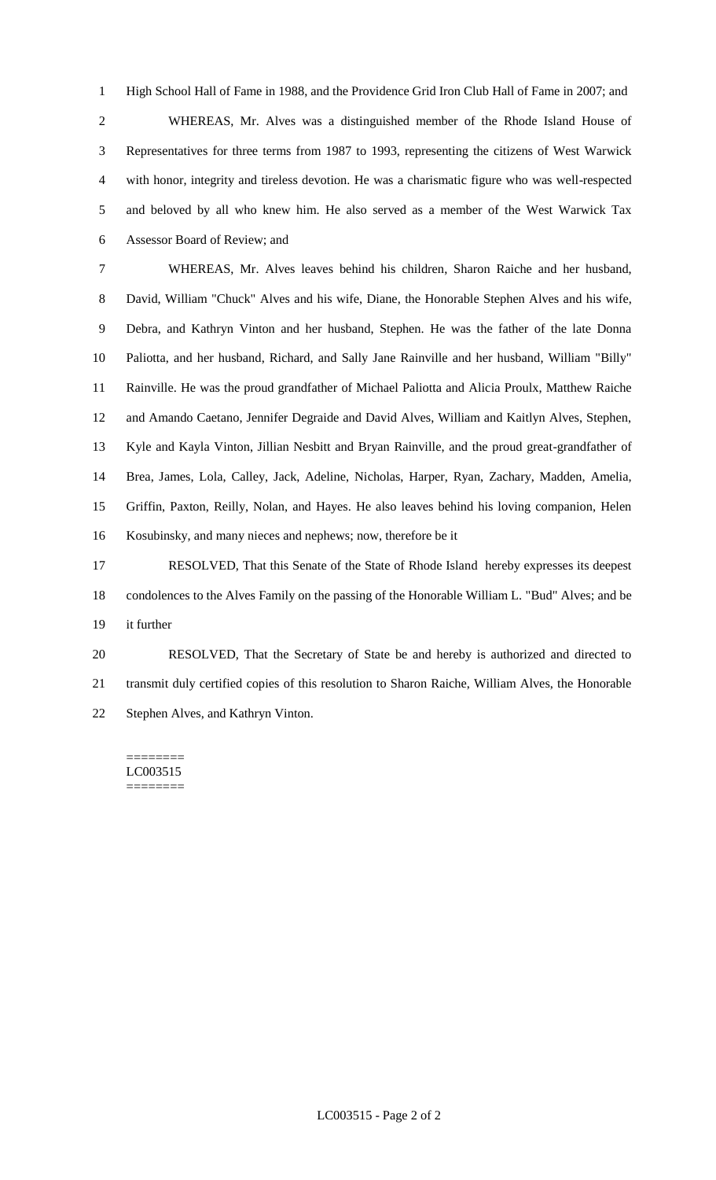High School Hall of Fame in 1988, and the Providence Grid Iron Club Hall of Fame in 2007; and

WHEREAS, Mr. Alves was a distinguished member of the Rhode Island House of Representatives for three terms from 1987 to 1993, representing the citizens of West Warwick with honor, integrity and tireless devotion. He was a charismatic figure who was well-respected and beloved by all who knew him. He also served as a member of the West Warwick Tax Assessor Board of Review; and

WHEREAS, Mr. Alves leaves behind his children, Sharon Raiche and her husband, David, William "Chuck" Alves and his wife, Diane, the Honorable Stephen Alves and his wife, Debra, and Kathryn Vinton and her husband, Stephen. He was the father of the late Donna Paliotta, and her husband, Richard, and Sally Jane Rainville and her husband, William "Billy" Rainville. He was the proud grandfather of Michael Paliotta and Alicia Proulx, Matthew Raiche and Amando Caetano, Jennifer Degraide and David Alves, William and Kaitlyn Alves, Stephen, Kyle and Kayla Vinton, Jillian Nesbitt and Bryan Rainville, and the proud great-grandfather of Brea, James, Lola, Calley, Jack, Adeline, Nicholas, Harper, Ryan, Zachary, Madden, Amelia, Griffin, Paxton, Reilly, Nolan, and Hayes. He also leaves behind his loving companion, Helen Kosubinsky, and many nieces and nephews; now, therefore be it

RESOLVED, That this Senate of the State of Rhode Island hereby expresses its deepest condolences to the Alves Family on the passing of the Honorable William L. "Bud" Alves; and be it further

RESOLVED, That the Secretary of State be and hereby is authorized and directed to transmit duly certified copies of this resolution to Sharon Raiche, William Alves, the Honorable Stephen Alves, and Kathryn Vinton.

========
LC003515
========